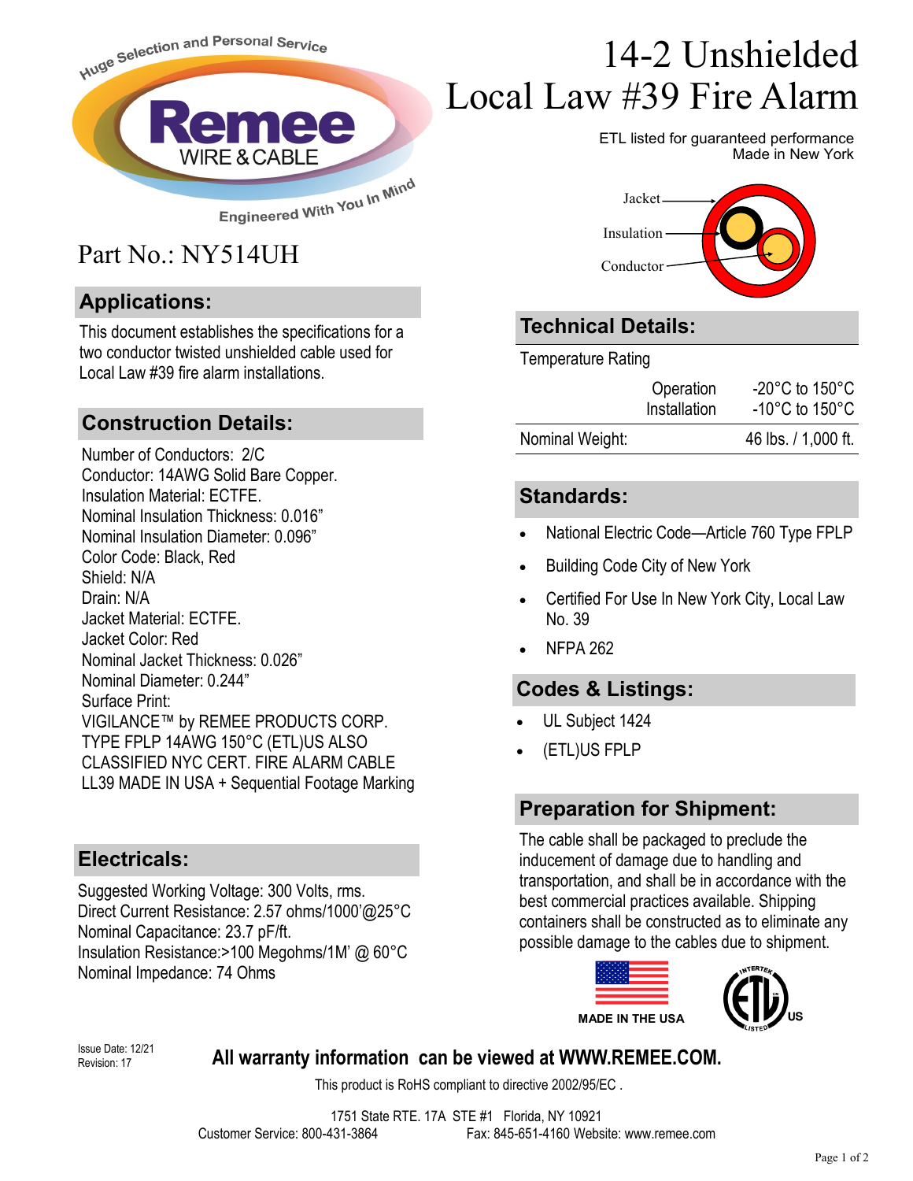Huge Selection and Personal Service

Remee WIRE & CABLE

Engineered With You In Mind

# 14-2 Unshielded Local Law #39 Fire Alarm

ETL listed for guaranteed performance
Made in New York

## Part No.: NY514UH

Jacket
Insulation
Conductor

## Applications:

This document establishes the specifications for a two conductor twisted unshielded cable used for Local Law #39 fire alarm installations.

## Construction Details:

Number of Conductors: 2/C
Conductor: 14AWG Solid Bare Copper.
Insulation Material: ECTFE.
Nominal Insulation Thickness: 0.016”
Nominal Insulation Diameter: 0.096”
Color Code: Black, Red
Shield: N/A
Drain: N/A
Jacket Material: ECTFE.
Jacket Color: Red
Nominal Jacket Thickness: 0.026”
Nominal Diameter: 0.244”
Surface Print:
VIGILANCE™ by REMEE PRODUCTS CORP. TYPE FPLP 14AWG 150°C (ETL)US ALSO CLASSIFIED NYC CERT. FIRE ALARM CABLE LL39 MADE IN USA + Sequential Footage Marking

## Electricals:

Suggested Working Voltage: 300 Volts, rms.
Direct Current Resistance: 2.57 ohms/1000’@25°C
Nominal Capacitance: 23.7 pF/ft.
Insulation Resistance:>100 Megohms/1M’ @ 60°C
Nominal Impedance: 74 Ohms

## Technical Details:

| Temperature Rating | | |
|---|---|---|
| | Operation | -20°C to 150°C |
| | Installation | -10°C to 150°C |
| Nominal Weight: | | 46 lbs. / 1,000 ft. |

## Standards:

- National Electric Code—Article 760 Type FPLP
- Building Code City of New York
- Certified For Use In New York City, Local Law No. 39
- NFPA 262

## Codes & Listings:

- UL Subject 1424
- (ETL)US FPLP

## Preparation for Shipment:

The cable shall be packaged to preclude the inducement of damage due to handling and transportation, and shall be in accordance with the best commercial practices available. Shipping containers shall be constructed as to eliminate any possible damage to the cables due to shipment.

MADE IN THE USA

Intertek ETL Listed US

Issue Date: 12/21
Revision: 17

**All warranty information can be viewed at WWW.REMEE.COM.**

This product is RoHS compliant to directive 2002/95/EC .

1751 State RTE. 17A STE #1 Florida, NY 10921
Customer Service: 800-431-3864 Fax: 845-651-4160 Website: www.remee.com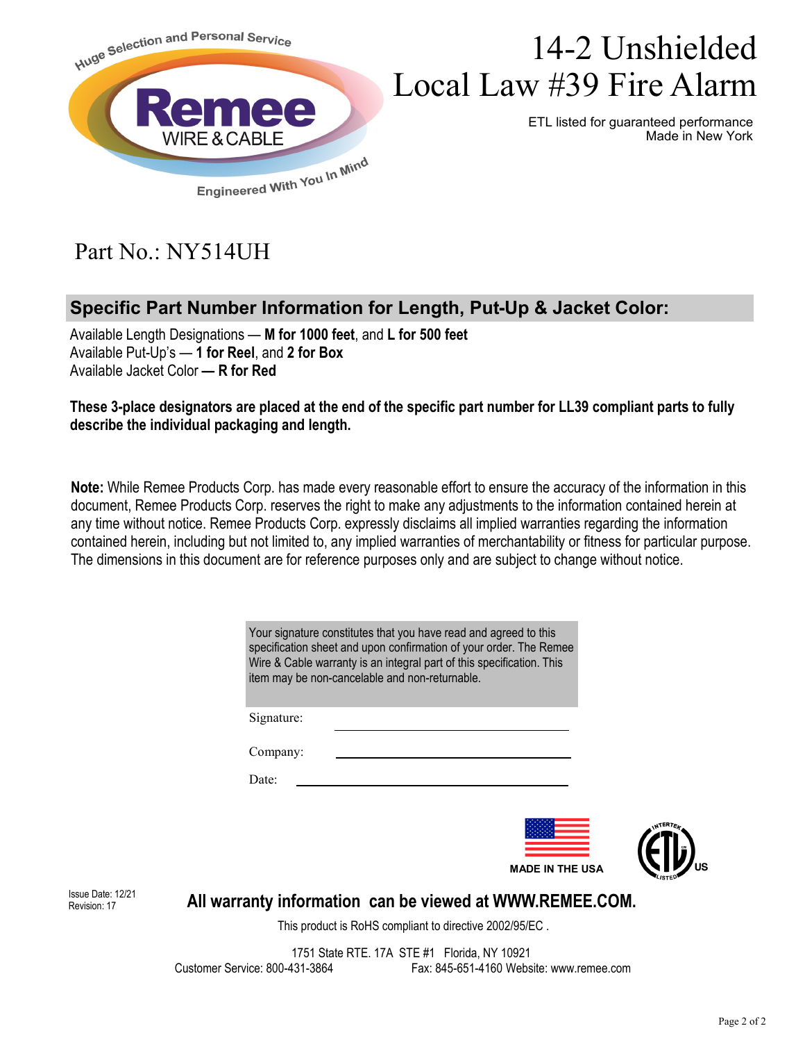Huge Selection and Personal Service

Remee WIRE & CABLE

Engineered With You In Mind

# 14-2 Unshielded Local Law #39 Fire Alarm

ETL listed for guaranteed performance
Made in New York

## Part No.: NY514UH

### Specific Part Number Information for Length, Put-Up & Jacket Color:

Available Length Designations — **M for 1000 feet**, and **L for 500 feet**
Available Put-Up's — **1 for Reel**, and **2 for Box**
Available Jacket Color **— R for Red**

**These 3-place designators are placed at the end of the specific part number for LL39 compliant parts to fully describe the individual packaging and length.**

**Note:** While Remee Products Corp. has made every reasonable effort to ensure the accuracy of the information in this document, Remee Products Corp. reserves the right to make any adjustments to the information contained herein at any time without notice. Remee Products Corp. expressly disclaims all implied warranties regarding the information contained herein, including but not limited to, any implied warranties of merchantability or fitness for particular purpose. The dimensions in this document are for reference purposes only and are subject to change without notice.

Your signature constitutes that you have read and agreed to this specification sheet and upon confirmation of your order. The Remee Wire & Cable warranty is an integral part of this specification. This item may be non-cancelable and non-returnable.

Signature: ______________________

Company: ______________________

Date: ______________________

MADE IN THE USA

INTERTEK ETL LISTED US

Issue Date: 12/21
Revision: 17

**All warranty information can be viewed at WWW.REMEE.COM.**

This product is RoHS compliant to directive 2002/95/EC .

1751 State RTE. 17A STE #1 Florida, NY 10921
Customer Service: 800-431-3864 Fax: 845-651-4160 Website: www.remee.com